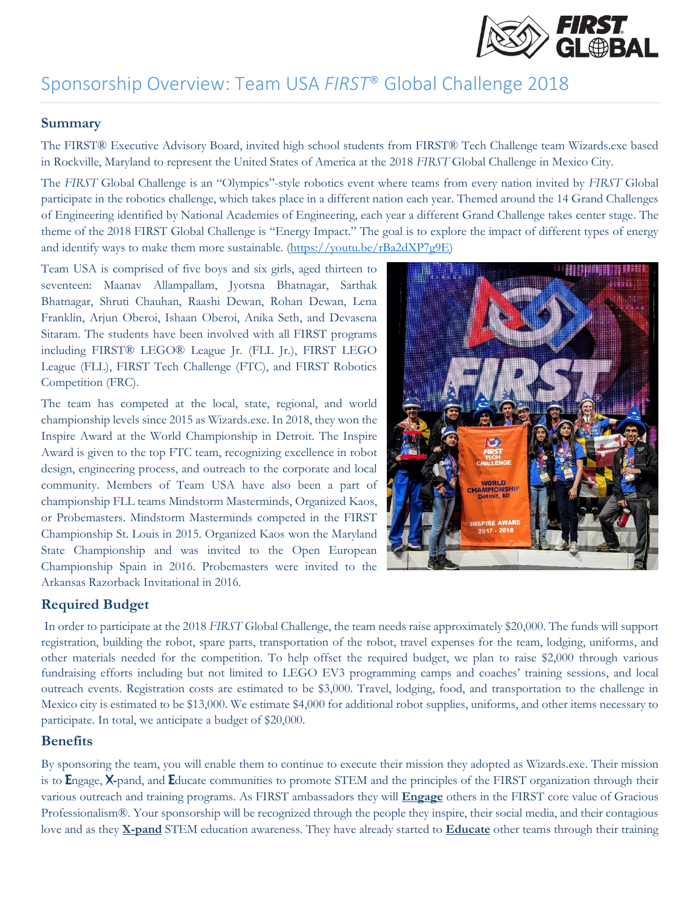# Sponsorship Overview: Team USA *FIRST*® Global Challenge 2018

## Summary

The FIRST® Executive Advisory Board, invited high school students from FIRST® Tech Challenge team Wizards.exe based in Rockville, Maryland to represent the United States of America at the 2018 *FIRST* Global Challenge in Mexico City.

The *FIRST* Global Challenge is an "Olympics"-style robotics event where teams from every nation invited by *FIRST* Global participate in the robotics challenge, which takes place in a different nation each year. Themed around the 14 Grand Challenges of Engineering identified by National Academies of Engineering, each year a different Grand Challenge takes center stage. The theme of the 2018 FIRST Global Challenge is "Energy Impact." The goal is to explore the impact of different types of energy and identify ways to make them more sustainable. (https://youtu.be/rBa2dXP7g9E)

Team USA is comprised of five boys and six girls, aged thirteen to seventeen: Maanav Allampallam, Jyotsna Bhatnagar, Sarthak Bhatnagar, Shruti Chauhan, Raashi Dewan, Rohan Dewan, Lena Franklin, Arjun Oberoi, Ishaan Oberoi, Anika Seth, and Devasena Sitaram. The students have been involved with all FIRST programs including FIRST® LEGO® League Jr. (FLL Jr.), FIRST LEGO League (FLL), FIRST Tech Challenge (FTC), and FIRST Robotics Competition (FRC).

The team has competed at the local, state, regional, and world championship levels since 2015 as Wizards.exe. In 2018, they won the Inspire Award at the World Championship in Detroit. The Inspire Award is given to the top FTC team, recognizing excellence in robot design, engineering process, and outreach to the corporate and local community. Members of Team USA have also been a part of championship FLL teams Mindstorm Masterminds, Organized Kaos, or Probemasters. Mindstorm Masterminds competed in the FIRST Championship St. Louis in 2015. Organized Kaos won the Maryland State Championship and was invited to the Open European Championship Spain in 2016. Probemasters were invited to the Arkansas Razorback Invitational in 2016.

## Required Budget

In order to participate at the 2018 *FIRST* Global Challenge, the team needs raise approximately $20,000. The funds will support registration, building the robot, spare parts, transportation of the robot, travel expenses for the team, lodging, uniforms, and other materials needed for the competition. To help offset the required budget, we plan to raise $2,000 through various fundraising efforts including but not limited to LEGO EV3 programming camps and coaches' training sessions, and local outreach events. Registration costs are estimated to be $3,000. Travel, lodging, food, and transportation to the challenge in Mexico city is estimated to be $13,000. We estimate $4,000 for additional robot supplies, uniforms, and other items necessary to participate. In total, we anticipate a budget of $20,000.

## Benefits

By sponsoring the team, you will enable them to continue to execute their mission they adopted as Wizards.exe. Their mission is to **E**ngage, **X**-pand, and **E**ducate communities to promote STEM and the principles of the FIRST organization through their various outreach and training programs. As FIRST ambassadors they will **Engage** others in the FIRST core value of Gracious Professionalism®. Your sponsorship will be recognized through the people they inspire, their social media, and their contagious love and as they **X-pand** STEM education awareness. They have already started to **Educate** other teams through their training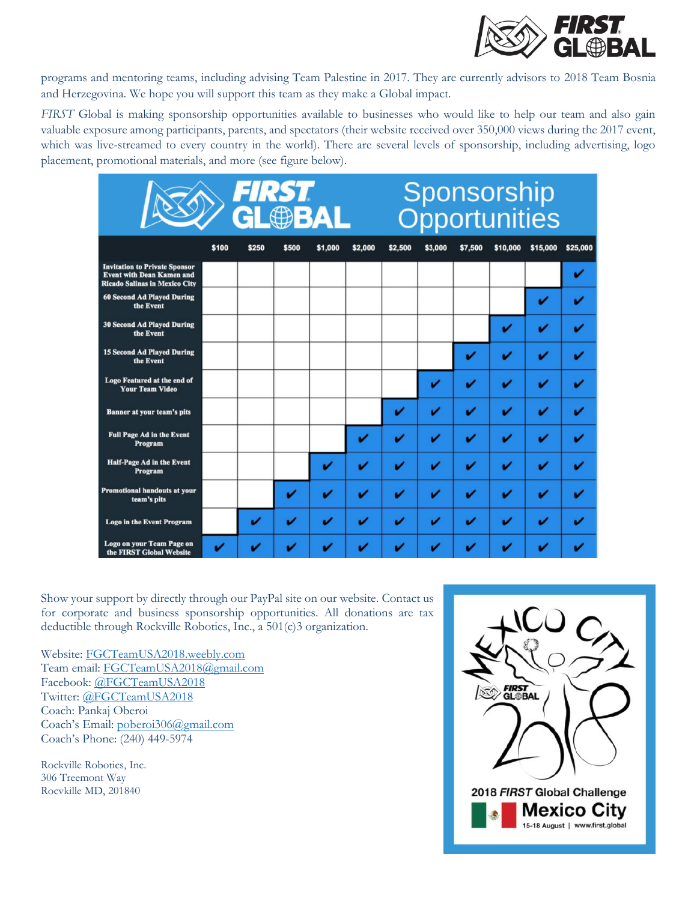programs and mentoring teams, including advising Team Palestine in 2017. They are currently advisors to 2018 Team Bosnia and Herzegovina. We hope you will support this team as they make a Global impact.

*FIRST* Global is making sponsorship opportunities available to businesses who would like to help our team and also gain valuable exposure among participants, parents, and spectators (their website received over 350,000 views during the 2017 event, which was live-streamed to every country in the world). There are several levels of sponsorship, including advertising, logo placement, promotional materials, and more (see figure below).

**FIRST GLOBAL Sponsorship Opportunities**

| | $100 | $250 | $500 | $1,000 | $2,000 | $2,500 | $3,000 | $7,500 | $10,000 | $15,000 | $25,000 |
|---|---|---|---|---|---|---|---|---|---|---|---|
| Invitation to Private Sponsor Event with Dean Kamen and Ricado Salinas in Mexico City | | | | | | | | | | | ✔ |
| 60 Second Ad Played During the Event | | | | | | | | | | ✔ | ✔ |
| 30 Second Ad Played During the Event | | | | | | | | | ✔ | ✔ | ✔ |
| 15 Second Ad Played During the Event | | | | | | | | ✔ | ✔ | ✔ | ✔ |
| Logo Featured at the end of Your Team Video | | | | | | | ✔ | ✔ | ✔ | ✔ | ✔ |
| Banner at your team's pits | | | | | | ✔ | ✔ | ✔ | ✔ | ✔ | ✔ |
| Full Page Ad in the Event Program | | | | | ✔ | ✔ | ✔ | ✔ | ✔ | ✔ | ✔ |
| Half-Page Ad in the Event Program | | | | ✔ | ✔ | ✔ | ✔ | ✔ | ✔ | ✔ | ✔ |
| Promotional handouts at your team's pits | | | ✔ | ✔ | ✔ | ✔ | ✔ | ✔ | ✔ | ✔ | ✔ |
| Logo in the Event Program | | ✔ | ✔ | ✔ | ✔ | ✔ | ✔ | ✔ | ✔ | ✔ | ✔ |
| Logo on your Team Page on the FIRST Global Website | ✔ | ✔ | ✔ | ✔ | ✔ | ✔ | ✔ | ✔ | ✔ | ✔ | ✔ |

Show your support by directly through our PayPal site on our website. Contact us for corporate and business sponsorship opportunities. All donations are tax deductible through Rockville Robotics, Inc., a 501(c)3 organization.

Website: FGCTeamUSA2018.weebly.com
Team email: FGCTeamUSA2018@gmail.com
Facebook: @FGCTeamUSA2018
Twitter: @FGCTeamUSA2018
Coach: Pankaj Oberoi
Coach's Email: poberoi306@gmail.com
Coach's Phone: (240) 449-5974

Rockville Robotics, Inc.
306 Treemont Way
Rocvkille MD, 201840

MEXICO CITY

FIRST GLOBAL 2018

2018 *FIRST* Global Challenge
Mexico City
15-18 August | www.first.global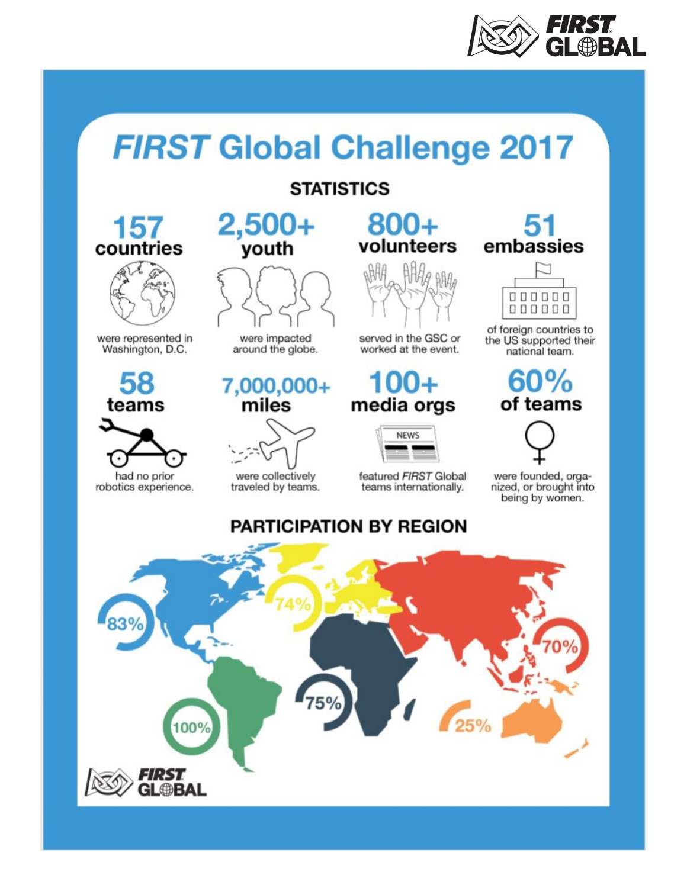# *FIRST* Global Challenge 2017

## STATISTICS

**157 countries**
were represented in Washington, D.C.

**2,500+ youth**
were impacted around the globe.

**800+ volunteers**
served in the GSC or worked at the event.

**51 embassies**
of foreign countries to the US supported their national team.

**58 teams**
had no prior robotics experience.

**7,000,000+ miles**
were collectively traveled by teams.

**100+ media orgs**
featured *FIRST* Global teams internationally.

**60% of teams**
were founded, organized, or brought into being by women.

## PARTICIPATION BY REGION

83%

74%

70%

100%

75%

25%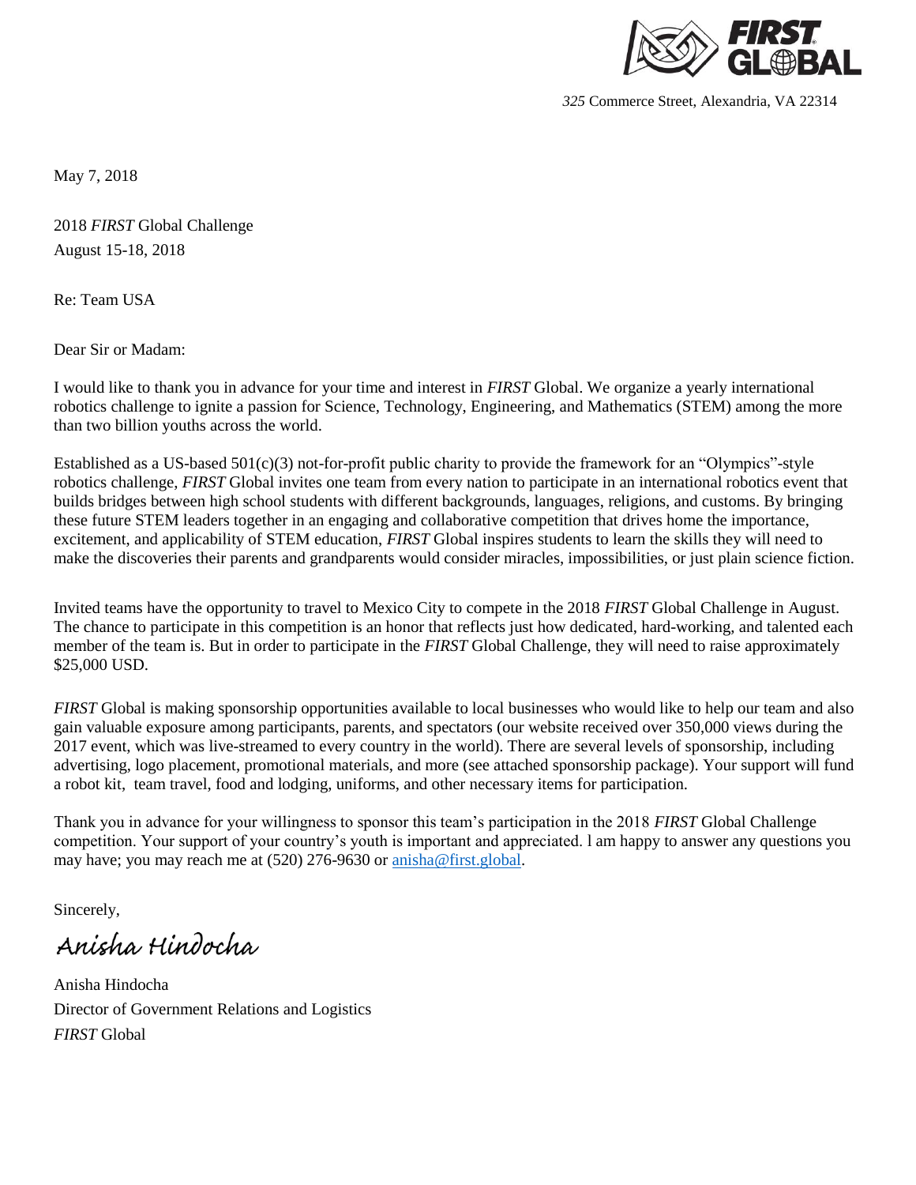*325* Commerce Street, Alexandria, VA 22314

May 7, 2018

2018 *FIRST* Global Challenge
August 15-18, 2018

Re: Team USA

Dear Sir or Madam:

I would like to thank you in advance for your time and interest in *FIRST* Global. We organize a yearly international robotics challenge to ignite a passion for Science, Technology, Engineering, and Mathematics (STEM) among the more than two billion youths across the world.

Established as a US-based 501(c)(3) not-for-profit public charity to provide the framework for an "Olympics"-style robotics challenge, *FIRST* Global invites one team from every nation to participate in an international robotics event that builds bridges between high school students with different backgrounds, languages, religions, and customs. By bringing these future STEM leaders together in an engaging and collaborative competition that drives home the importance, excitement, and applicability of STEM education, *FIRST* Global inspires students to learn the skills they will need to make the discoveries their parents and grandparents would consider miracles, impossibilities, or just plain science fiction.

Invited teams have the opportunity to travel to Mexico City to compete in the 2018 *FIRST* Global Challenge in August. The chance to participate in this competition is an honor that reflects just how dedicated, hard-working, and talented each member of the team is. But in order to participate in the *FIRST* Global Challenge, they will need to raise approximately $25,000 USD.

*FIRST* Global is making sponsorship opportunities available to local businesses who would like to help our team and also gain valuable exposure among participants, parents, and spectators (our website received over 350,000 views during the 2017 event, which was live-streamed to every country in the world). There are several levels of sponsorship, including advertising, logo placement, promotional materials, and more (see attached sponsorship package). Your support will fund a robot kit, team travel, food and lodging, uniforms, and other necessary items for participation.

Thank you in advance for your willingness to sponsor this team's participation in the 2018 *FIRST* Global Challenge competition. Your support of your country's youth is important and appreciated. I am happy to answer any questions you may have; you may reach me at (520) 276-9630 or anisha@first.global.

Sincerely,

*Anisha Hindocha*

Anisha Hindocha
Director of Government Relations and Logistics
*FIRST* Global